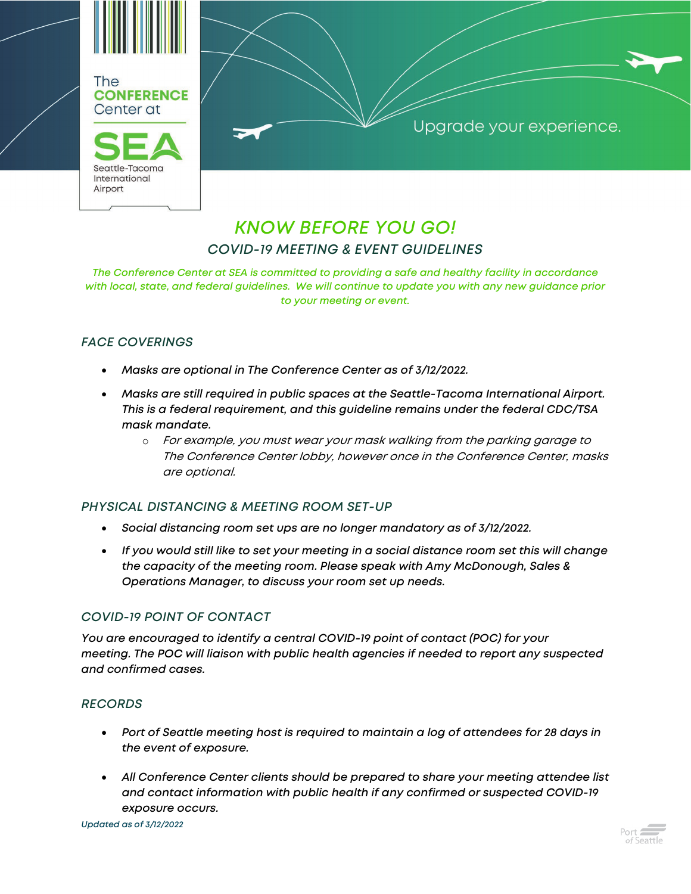The CONFERENCE Center at SEA Seattle-Tacoma International Airport

Upgrade your experience.

# *KNOW BEFORE YOU GO!*

## *COVID-19 MEETING & EVENT GUIDELINES*

*The Conference Center at SEA is committed to providing a safe and healthy facility in accordance with local, state, and federal guidelines. We will continue to update you with any new guidance prior to your meeting or event.*

### *FACE COVERINGS*

- *Masks are optional in The Conference Center as of 3/12/2022.*
- *Masks are still required in public spaces at the Seattle-Tacoma International Airport. This is a federal requirement, and this guideline remains under the federal CDC/TSA mask mandate.*
  - *For example, you must wear your mask walking from the parking garage to The Conference Center lobby, however once in the Conference Center, masks are optional.*

### *PHYSICAL DISTANCING & MEETING ROOM SET-UP*

- *Social distancing room set ups are no longer mandatory as of 3/12/2022.*
- *If you would still like to set your meeting in a social distance room set this will change the capacity of the meeting room. Please speak with Amy McDonough, Sales & Operations Manager, to discuss your room set up needs.*

### *COVID-19 POINT OF CONTACT*

*You are encouraged to identify a central COVID-19 point of contact (POC) for your meeting. The POC will liaison with public health agencies if needed to report any suspected and confirmed cases.*

### *RECORDS*

- *Port of Seattle meeting host is required to maintain a log of attendees for 28 days in the event of exposure.*
- *All Conference Center clients should be prepared to share your meeting attendee list and contact information with public health if any confirmed or suspected COVID-19 exposure occurs.*

*Updated as of 3/12/2022*

Port of Seattle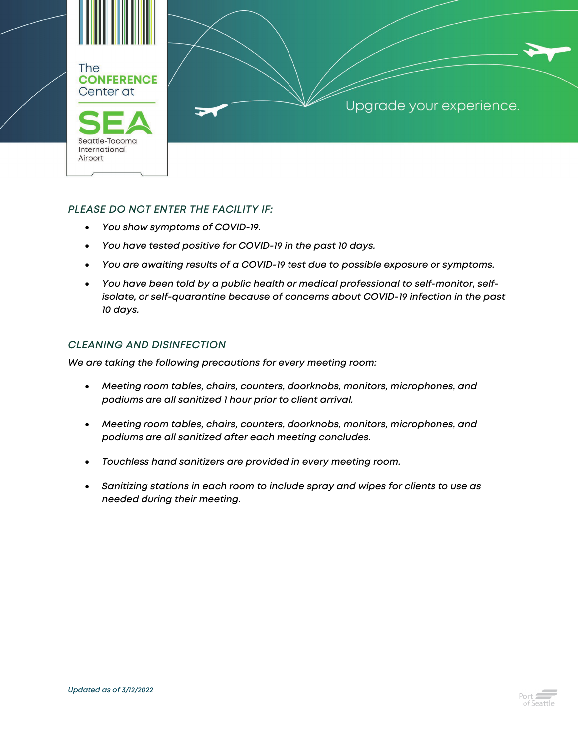The CONFERENCE Center at SEA Seattle-Tacoma International Airport

Upgrade your experience.

## *PLEASE DO NOT ENTER THE FACILITY IF:*

- *You show symptoms of COVID-19.*
- *You have tested positive for COVID-19 in the past 10 days.*
- *You are awaiting results of a COVID-19 test due to possible exposure or symptoms.*
- *You have been told by a public health or medical professional to self-monitor, self-isolate, or self-quarantine because of concerns about COVID-19 infection in the past 10 days.*

## *CLEANING AND DISINFECTION*

*We are taking the following precautions for every meeting room:*

- *Meeting room tables, chairs, counters, doorknobs, monitors, microphones, and podiums are all sanitized 1 hour prior to client arrival.*
- *Meeting room tables, chairs, counters, doorknobs, monitors, microphones, and podiums are all sanitized after each meeting concludes.*
- *Touchless hand sanitizers are provided in every meeting room.*
- *Sanitizing stations in each room to include spray and wipes for clients to use as needed during their meeting.*

*Updated as of 3/12/2022*

Port of Seattle